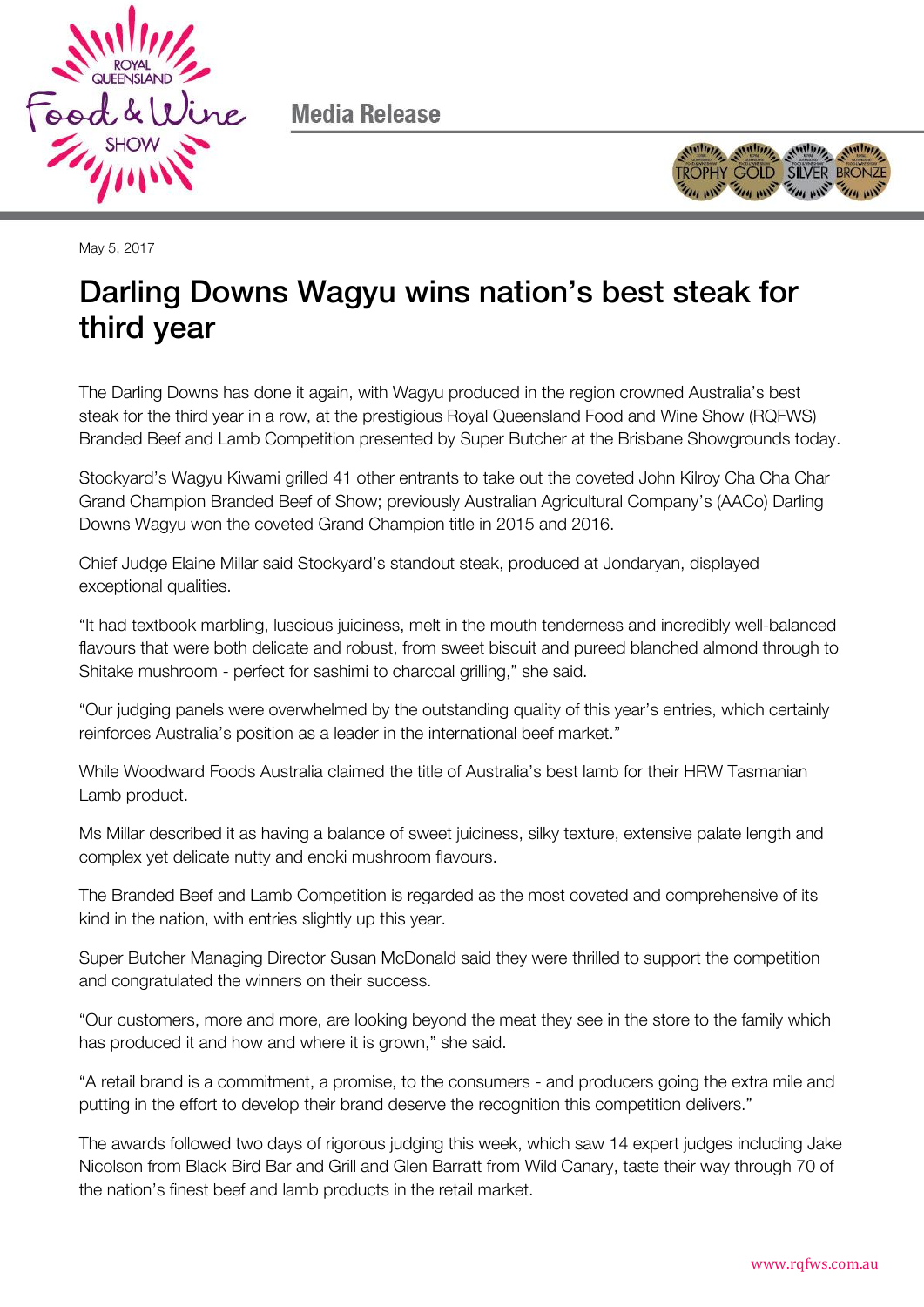Media Release

May 5, 2017

# Darling Downs Wagyu wins nation's best steak for third year

The Darling Downs has done it again, with Wagyu produced in the region crowned Australia's best steak for the third year in a row, at the prestigious Royal Queensland Food and Wine Show (RQFWS) Branded Beef and Lamb Competition presented by Super Butcher at the Brisbane Showgrounds today.

Stockyard's Wagyu Kiwami grilled 41 other entrants to take out the coveted John Kilroy Cha Cha Char Grand Champion Branded Beef of Show; previously Australian Agricultural Company's (AACo) Darling Downs Wagyu won the coveted Grand Champion title in 2015 and 2016.

Chief Judge Elaine Millar said Stockyard's standout steak, produced at Jondaryan, displayed exceptional qualities.

"It had textbook marbling, luscious juiciness, melt in the mouth tenderness and incredibly well-balanced flavours that were both delicate and robust, from sweet biscuit and pureed blanched almond through to Shitake mushroom - perfect for sashimi to charcoal grilling," she said.

"Our judging panels were overwhelmed by the outstanding quality of this year's entries, which certainly reinforces Australia's position as a leader in the international beef market."

While Woodward Foods Australia claimed the title of Australia's best lamb for their HRW Tasmanian Lamb product.

Ms Millar described it as having a balance of sweet juiciness, silky texture, extensive palate length and complex yet delicate nutty and enoki mushroom flavours.

The Branded Beef and Lamb Competition is regarded as the most coveted and comprehensive of its kind in the nation, with entries slightly up this year.

Super Butcher Managing Director Susan McDonald said they were thrilled to support the competition and congratulated the winners on their success.

"Our customers, more and more, are looking beyond the meat they see in the store to the family which has produced it and how and where it is grown," she said.

"A retail brand is a commitment, a promise, to the consumers - and producers going the extra mile and putting in the effort to develop their brand deserve the recognition this competition delivers."

The awards followed two days of rigorous judging this week, which saw 14 expert judges including Jake Nicolson from Black Bird Bar and Grill and Glen Barratt from Wild Canary, taste their way through 70 of the nation's finest beef and lamb products in the retail market.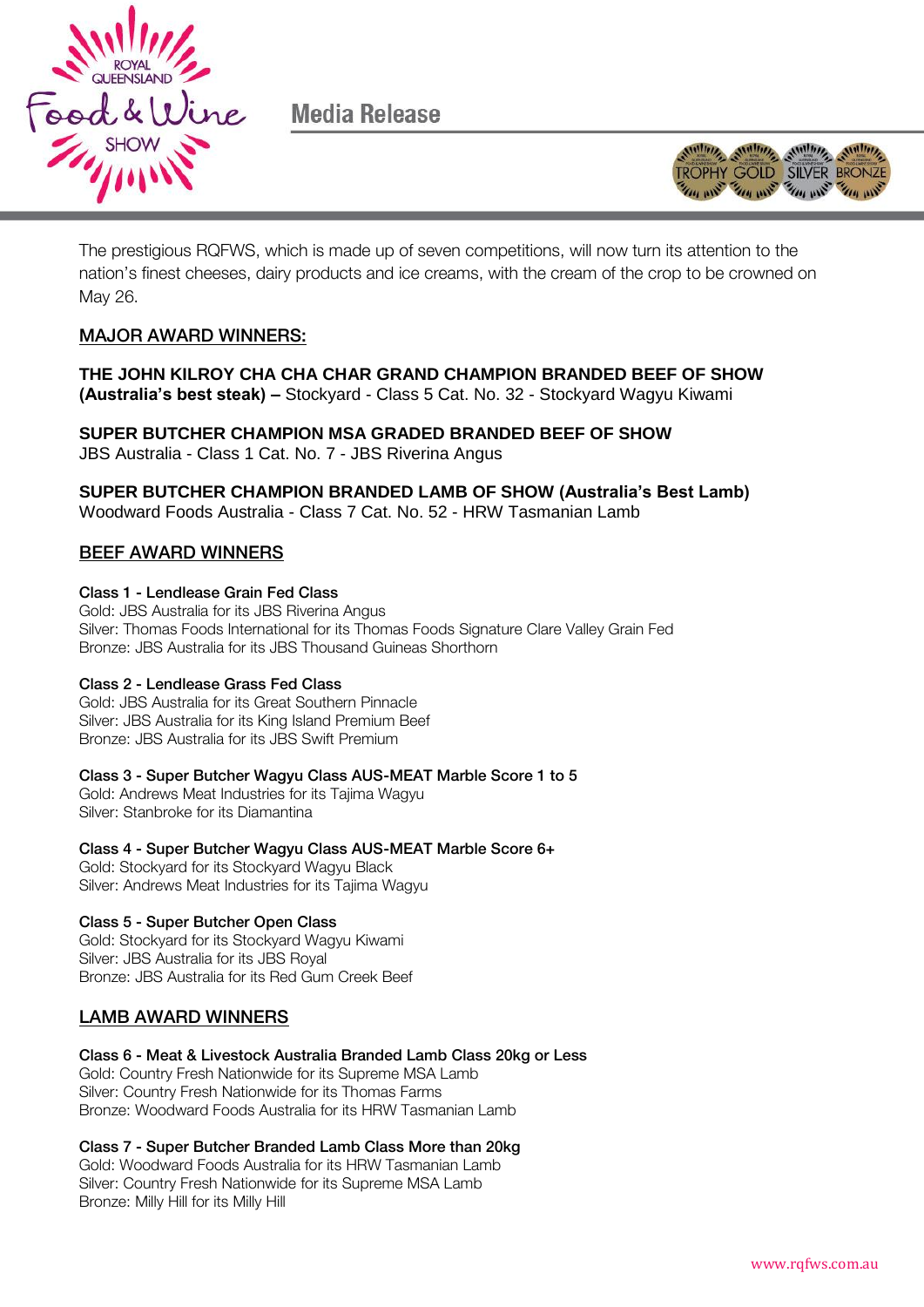The prestigious RQFWS, which is made up of seven competitions, will now turn its attention to the nation's finest cheeses, dairy products and ice creams, with the cream of the crop to be crowned on May 26.

## MAJOR AWARD WINNERS:

**THE JOHN KILROY CHA CHA CHAR GRAND CHAMPION BRANDED BEEF OF SHOW (Australia's best steak) –** Stockyard - Class 5 Cat. No. 32 - Stockyard Wagyu Kiwami

**SUPER BUTCHER CHAMPION MSA GRADED BRANDED BEEF OF SHOW**
JBS Australia - Class 1 Cat. No. 7 - JBS Riverina Angus

**SUPER BUTCHER CHAMPION BRANDED LAMB OF SHOW (Australia's Best Lamb)**
Woodward Foods Australia - Class 7 Cat. No. 52 - HRW Tasmanian Lamb

## BEEF AWARD WINNERS

**Class 1 - Lendlease Grain Fed Class**
Gold: JBS Australia for its JBS Riverina Angus
Silver: Thomas Foods International for its Thomas Foods Signature Clare Valley Grain Fed
Bronze: JBS Australia for its JBS Thousand Guineas Shorthorn

**Class 2 - Lendlease Grass Fed Class**
Gold: JBS Australia for its Great Southern Pinnacle
Silver: JBS Australia for its King Island Premium Beef
Bronze: JBS Australia for its JBS Swift Premium

**Class 3 - Super Butcher Wagyu Class AUS-MEAT Marble Score 1 to 5**
Gold: Andrews Meat Industries for its Tajima Wagyu
Silver: Stanbroke for its Diamantina

**Class 4 - Super Butcher Wagyu Class AUS-MEAT Marble Score 6+**
Gold: Stockyard for its Stockyard Wagyu Black
Silver: Andrews Meat Industries for its Tajima Wagyu

**Class 5 - Super Butcher Open Class**
Gold: Stockyard for its Stockyard Wagyu Kiwami
Silver: JBS Australia for its JBS Royal
Bronze: JBS Australia for its Red Gum Creek Beef

## LAMB AWARD WINNERS

**Class 6 - Meat & Livestock Australia Branded Lamb Class 20kg or Less**
Gold: Country Fresh Nationwide for its Supreme MSA Lamb
Silver: Country Fresh Nationwide for its Thomas Farms
Bronze: Woodward Foods Australia for its HRW Tasmanian Lamb

**Class 7 - Super Butcher Branded Lamb Class More than 20kg**
Gold: Woodward Foods Australia for its HRW Tasmanian Lamb
Silver: Country Fresh Nationwide for its Supreme MSA Lamb
Bronze: Milly Hill for its Milly Hill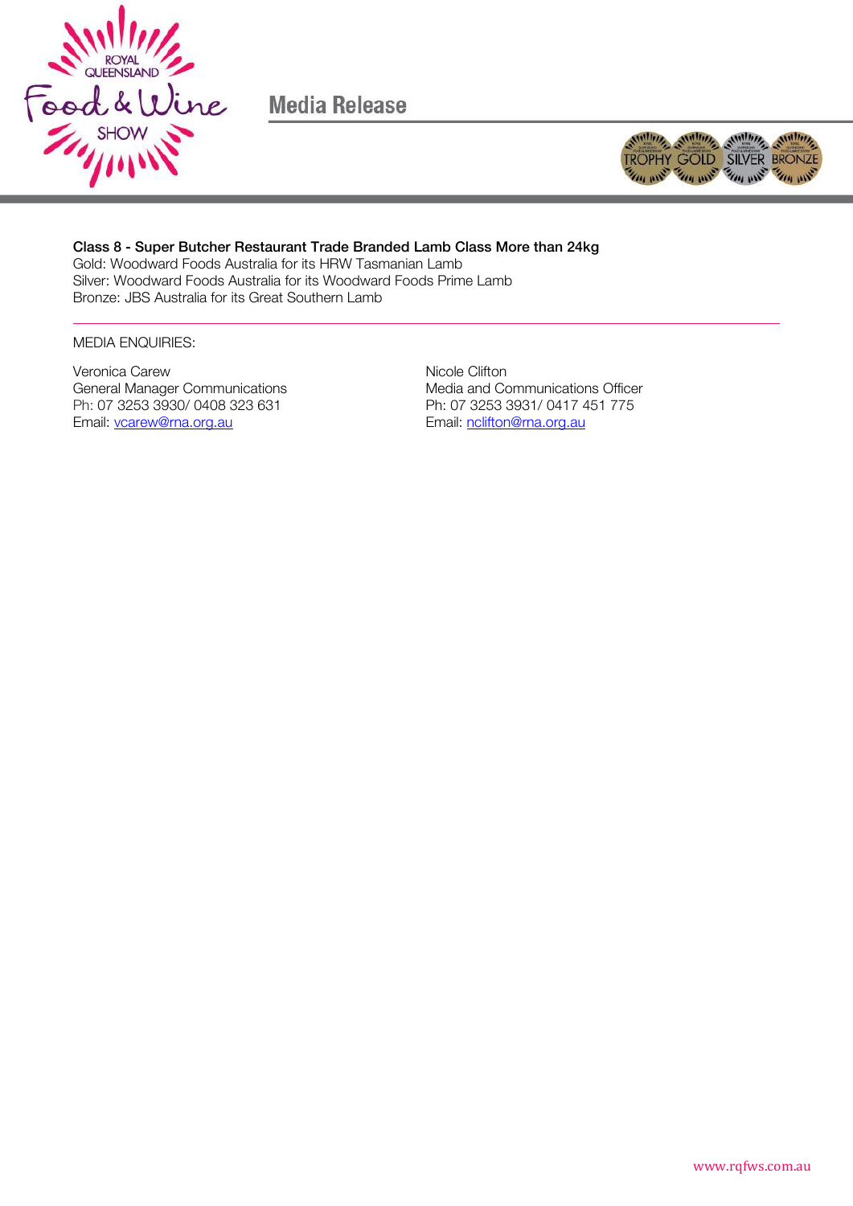**Class 8 - Super Butcher Restaurant Trade Branded Lamb Class More than 24kg**
Gold: Woodward Foods Australia for its HRW Tasmanian Lamb
Silver: Woodward Foods Australia for its Woodward Foods Prime Lamb
Bronze: JBS Australia for its Great Southern Lamb

---

MEDIA ENQUIRIES:

Veronica Carew
General Manager Communications
Ph: 07 3253 3930/ 0408 323 631
Email: vcarew@rna.org.au

Nicole Clifton
Media and Communications Officer
Ph: 07 3253 3931/ 0417 451 775
Email: nclifton@rna.org.au